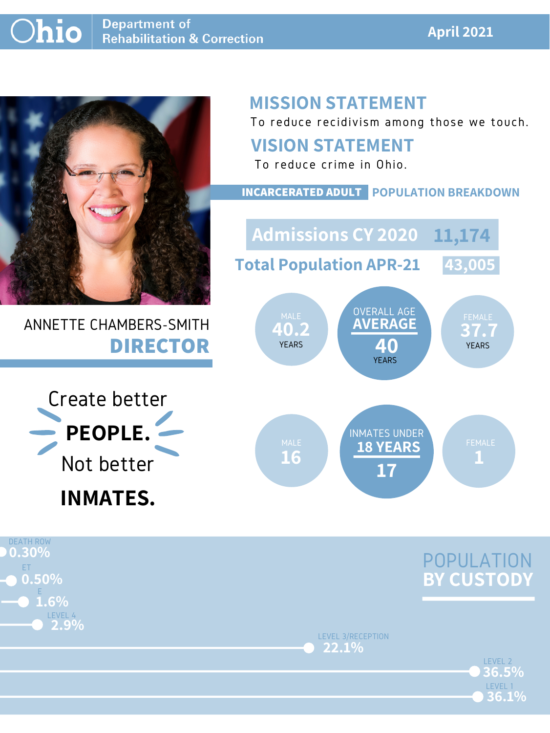# Ohio Department of Rehabilitation & Correction

April 2021

ANNETTE CHAMBERS-SMITH

**DIRECTOR**

Create better **PEOPLE.** Not better **INMATES.**

## MISSION STATEMENT

To reduce recidivism among those we touch.

## VISION STATEMENT

To reduce crime in Ohio.

## INCARCERATED ADULT POPULATION BREAKDOWN

| | |
|---|---|
| Admissions CY 2020 | 11,174 |
| Total Population APR-21 | 43,005 |

**Overall Age Average**

| Male | Overall | Female |
|---|---|---|
| 40.2 Years | 40 Years | 37.7 Years |

**Inmates Under 18 Years**

| Male | Overall | Female |
|---|---|---|
| 16 | 17 | 1 |

## POPULATION BY CUSTODY

| Custody | Percentage |
|---|---|
| Death Row | 0.30% |
| ET | 0.50% |
| E | 1.6% |
| Level 4 | 2.9% |
| Level 3/Reception | 22.1% |
| Level 2 | 36.5% |
| Level 1 | 36.1% |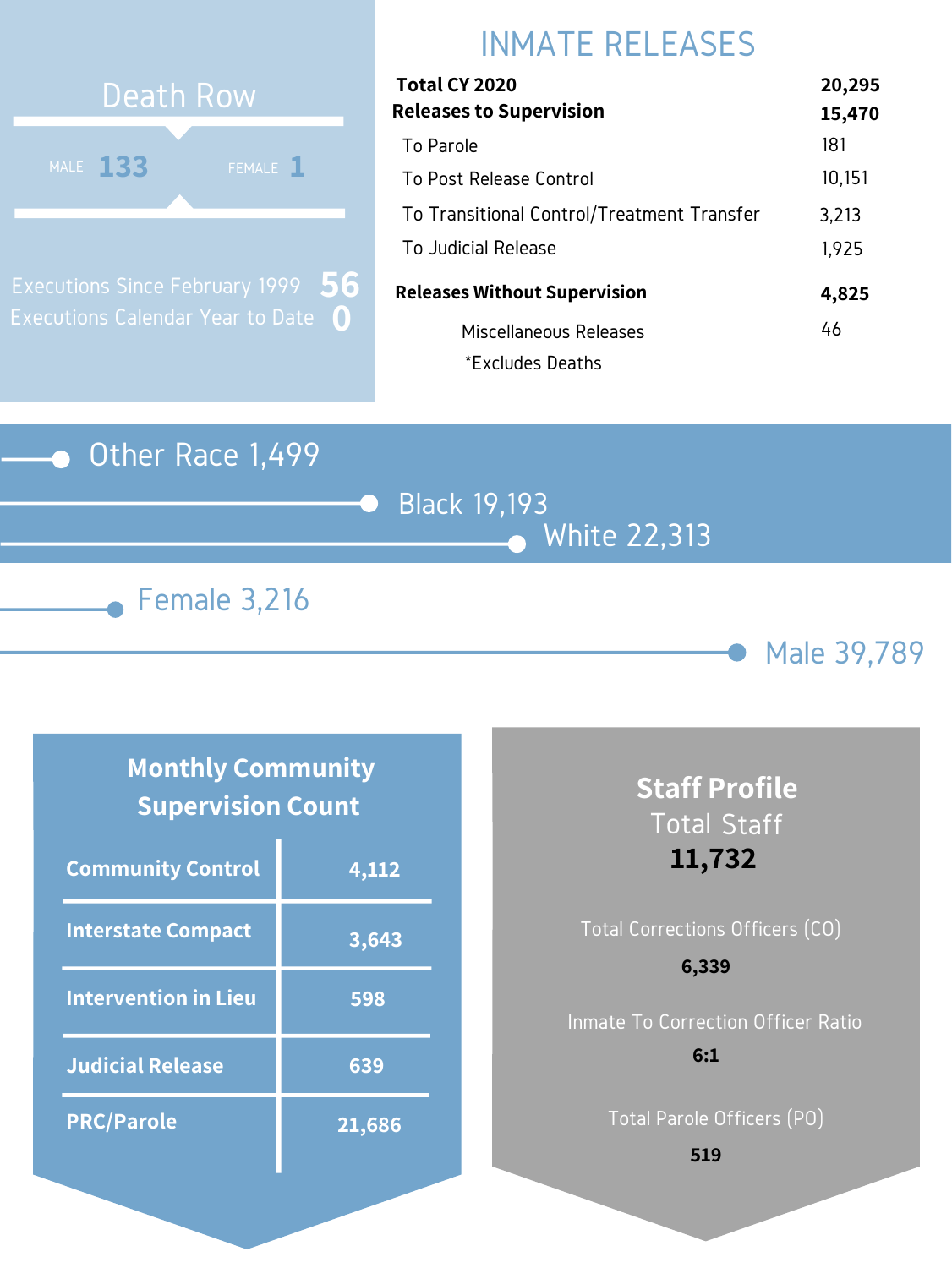## Death Row

MALE **133** FEMALE **1**

Executions Since February 1999 **56**

Executions Calendar Year to Date **0**

## INMATE RELEASES

| | |
|---|---|
| **Total CY 2020** | **20,295** |
| **Releases to Supervision** | **15,470** |
| To Parole | 181 |
| To Post Release Control | 10,151 |
| To Transitional Control/Treatment Transfer | 3,213 |
| To Judicial Release | 1,925 |
| **Releases Without Supervision** | **4,825** |
| Miscellaneous Releases | 46 |

*Excludes Deaths

Other Race 1,499

Black 19,193

White 22,313

Female 3,216

Male 39,789

## Monthly Community Supervision Count

| | |
|---|---|
| **Community Control** | **4,112** |
| **Interstate Compact** | **3,643** |
| **Intervention in Lieu** | **598** |
| **Judicial Release** | **639** |
| **PRC/Parole** | **21,686** |

## Staff Profile

Total Staff

**11,732**

Total Corrections Officers (CO)

**6,339**

Inmate To Correction Officer Ratio

**6:1**

Total Parole Officers (PO)

**519**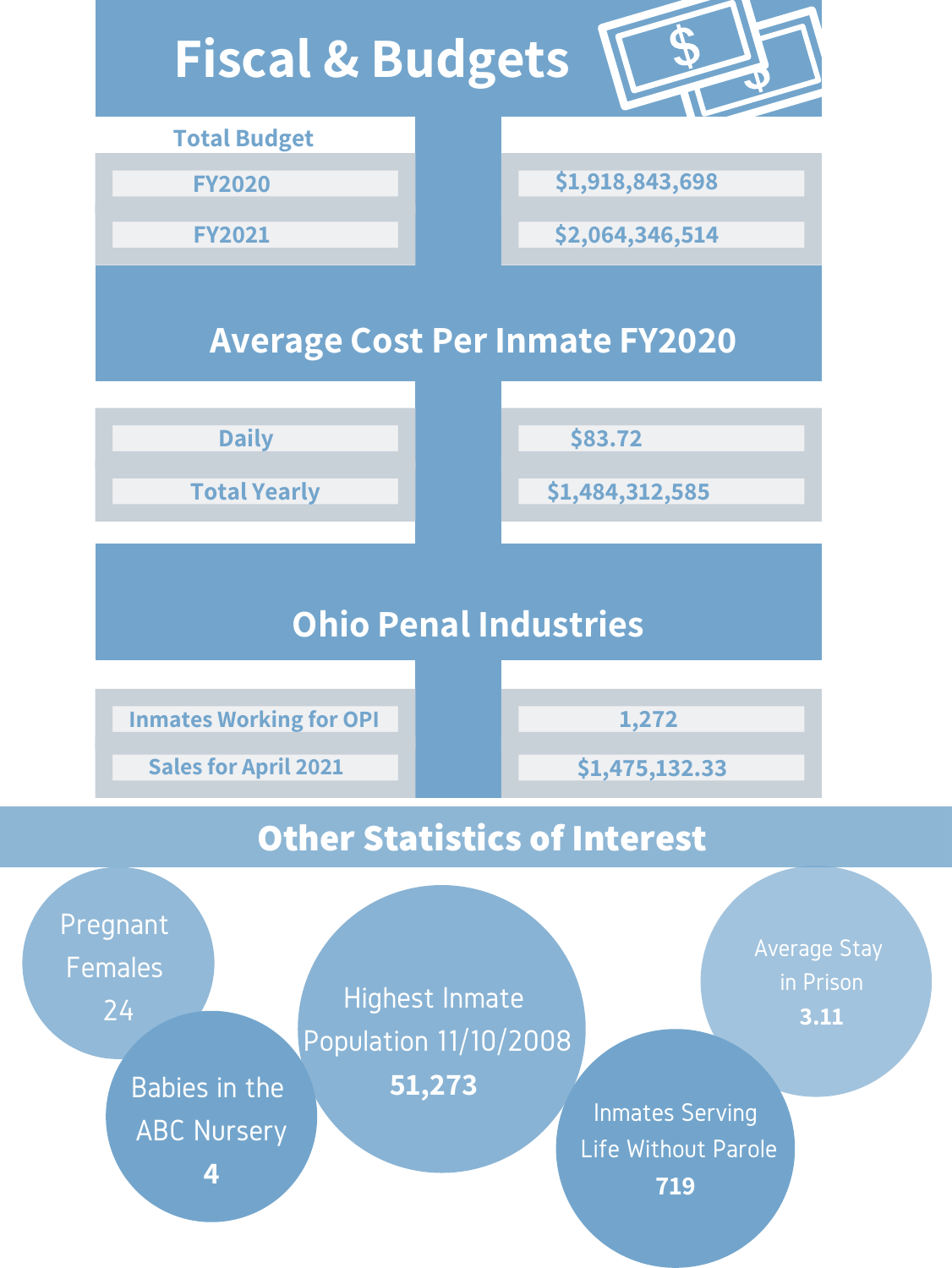# Fiscal & Budgets

| Total Budget | |
|---|---|
| FY2020 | $1,918,843,698 |
| FY2021 | $2,064,346,514 |

## Average Cost Per Inmate FY2020

| | |
|---|---|
| Daily | $83.72 |
| Total Yearly | $1,484,312,585 |

## Ohio Penal Industries

| | |
|---|---|
| Inmates Working for OPI | 1,272 |
| Sales for April 2021 | $1,475,132.33 |

## Other Statistics of Interest

Pregnant Females
24

Babies in the ABC Nursery
**4**

Highest Inmate Population 11/10/2008
**51,273**

Inmates Serving Life Without Parole
**719**

Average Stay in Prison
**3.11**